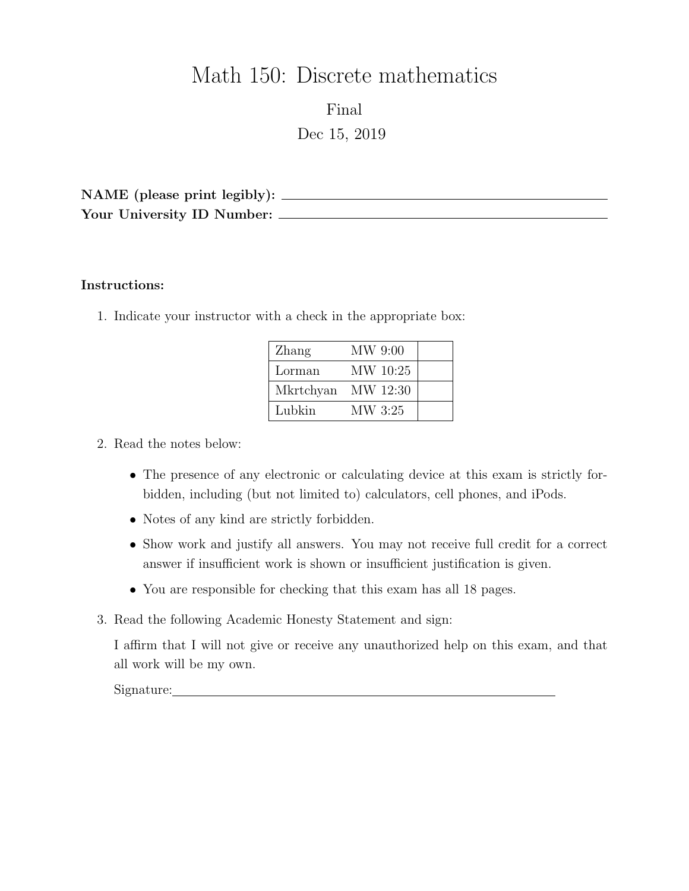# Math 150: Discrete mathematics

Final

Dec 15, 2019

**NAME (please print legibly):** ______________________________

**Your University ID Number:** ______________________________

**Instructions:**

1. Indicate your instructor with a check in the appropriate box:

| | | |
|---|---|---|
| Zhang | MW 9:00 | |
| Lorman | MW 10:25 | |
| Mkrtchyan | MW 12:30 | |
| Lubkin | MW 3:25 | |

2. Read the notes below:

   - The presence of any electronic or calculating device at this exam is strictly forbidden, including (but not limited to) calculators, cell phones, and iPods.
   - Notes of any kind are strictly forbidden.
   - Show work and justify all answers. You may not receive full credit for a correct answer if insufficient work is shown or insufficient justification is given.
   - You are responsible for checking that this exam has all 18 pages.

3. Read the following Academic Honesty Statement and sign:

   I affirm that I will not give or receive any unauthorized help on this exam, and that all work will be my own.

   Signature: ______________________________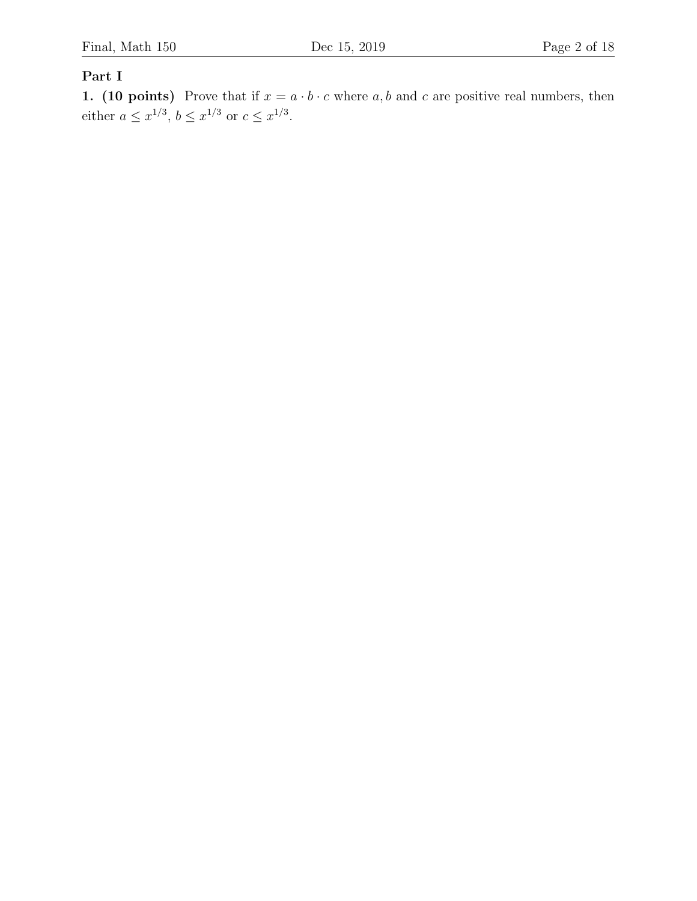## Part I

**1. (10 points)** Prove that if $x = a \cdot b \cdot c$ where $a, b$ and $c$ are positive real numbers, then either $a \leq x^{1/3}$, $b \leq x^{1/3}$ or $c \leq x^{1/3}$.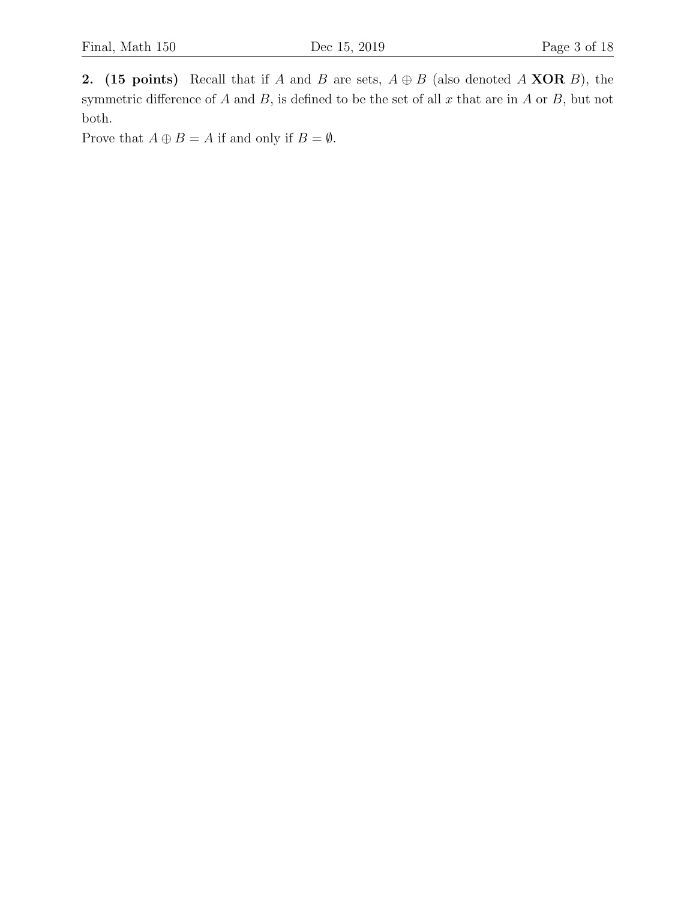**2. (15 points)** Recall that if $A$ and $B$ are sets, $A \oplus B$ (also denoted $A$ **XOR** $B$), the symmetric difference of $A$ and $B$, is defined to be the set of all $x$ that are in $A$ or $B$, but not both.

Prove that $A \oplus B = A$ if and only if $B = \emptyset$.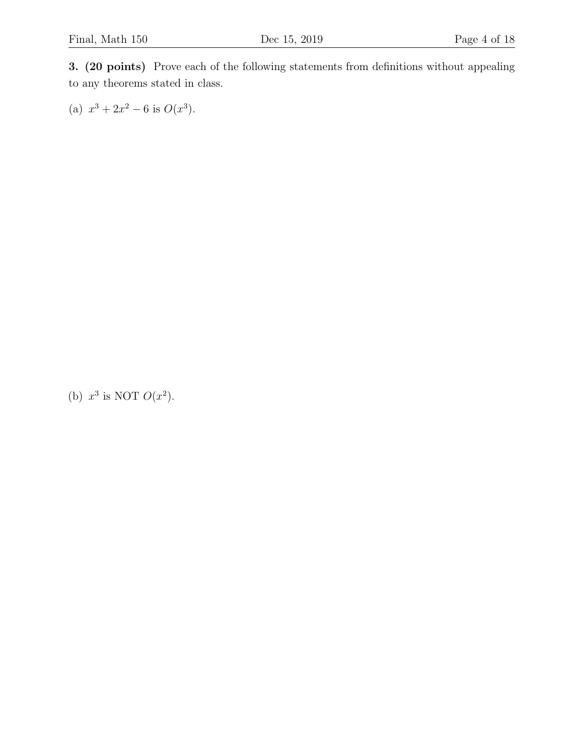**3. (20 points)** Prove each of the following statements from definitions without appealing to any theorems stated in class.

(a) $x^3 + 2x^2 - 6$ is $O(x^3)$.

(b) $x^3$ is NOT $O(x^2)$.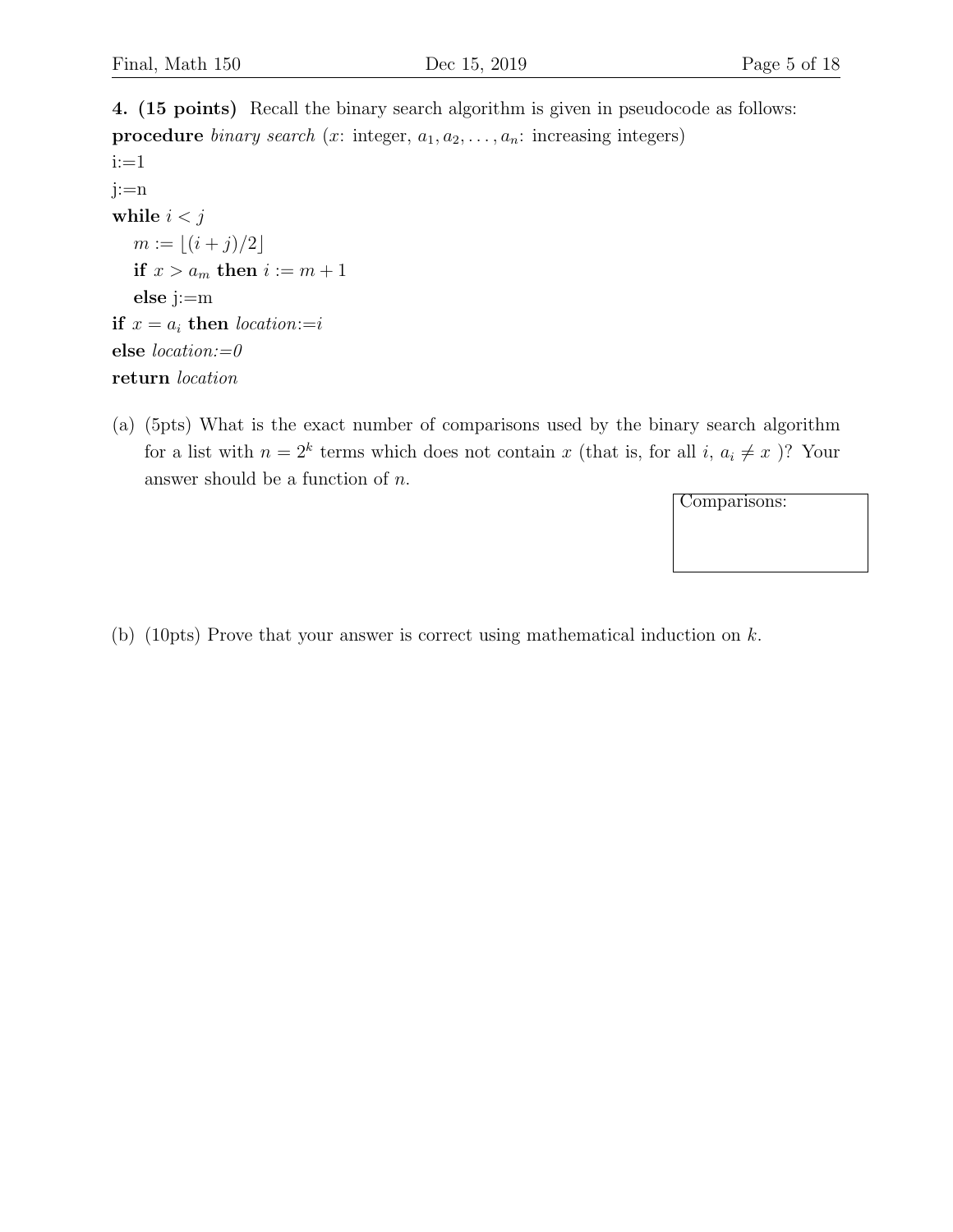**4. (15 points)** Recall the binary search algorithm is given in pseudocode as follows:

**procedure** *binary search* ($x$: integer, $a_1, a_2, \ldots, a_n$: increasing integers)
i:=1
j:=n
**while** $i < j$
    $m := \lfloor (i+j)/2 \rfloor$
    **if** $x > a_m$ **then** $i := m + 1$
    **else** j:=m
**if** $x = a_i$ **then** *location*:=$i$
**else** *location:=0*
**return** *location*

(a) (5pts) What is the exact number of comparisons used by the binary search algorithm for a list with $n = 2^k$ terms which does not contain $x$ (that is, for all $i$, $a_i \neq x$ )? Your answer should be a function of $n$.

| Comparisons: |
|---|
| |

(b) (10pts) Prove that your answer is correct using mathematical induction on $k$.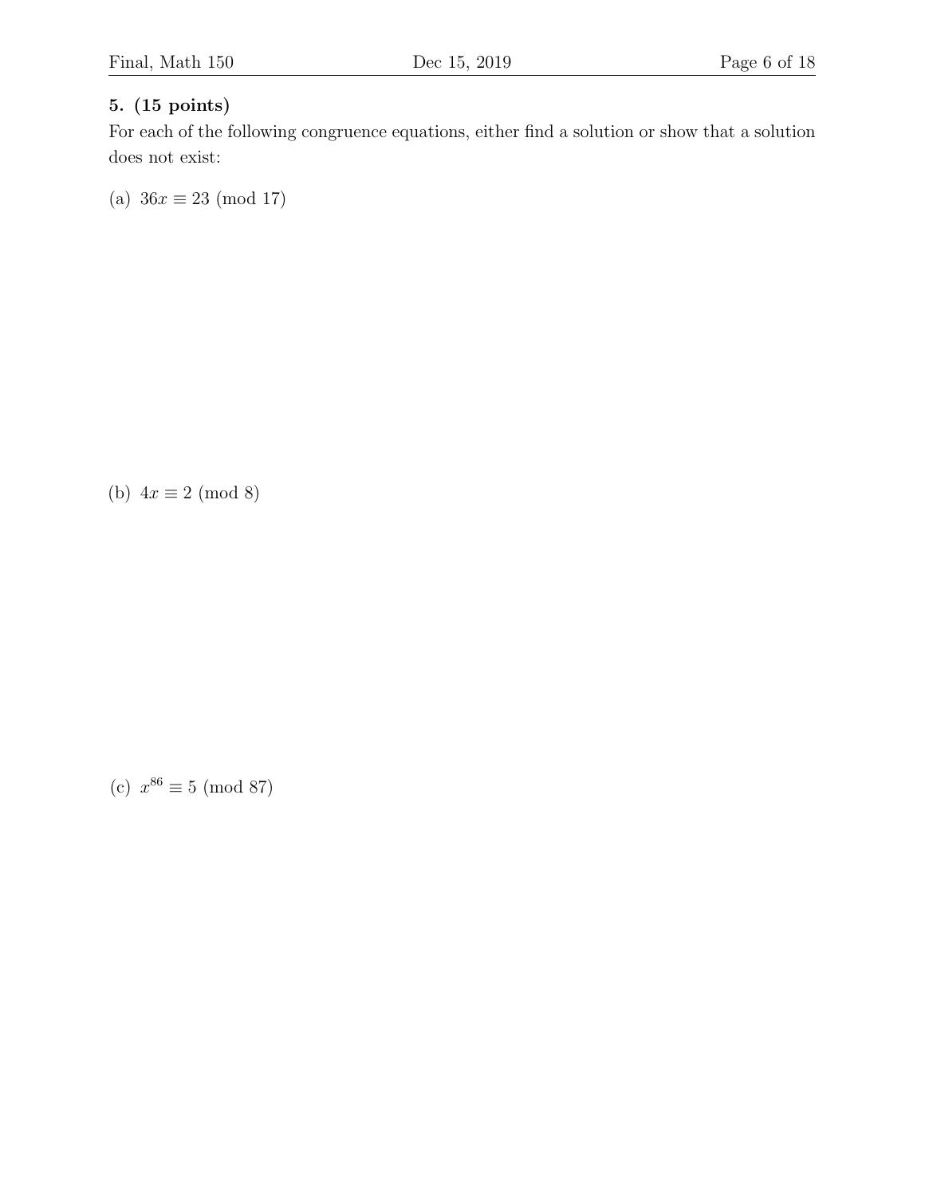**5. (15 points)**

For each of the following congruence equations, either find a solution or show that a solution does not exist:

(a) $36x \equiv 23 \pmod{17}$

(b) $4x \equiv 2 \pmod{8}$

(c) $x^{86} \equiv 5 \pmod{87}$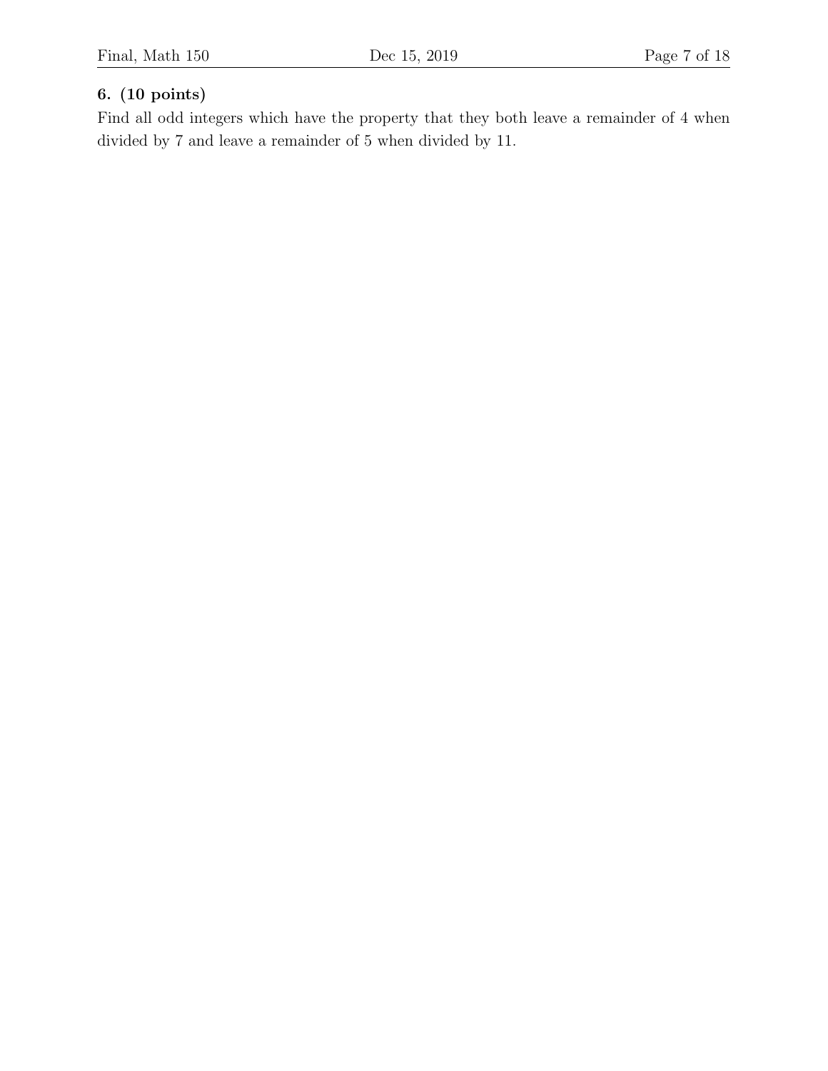**6. (10 points)**

Find all odd integers which have the property that they both leave a remainder of 4 when divided by 7 and leave a remainder of 5 when divided by 11.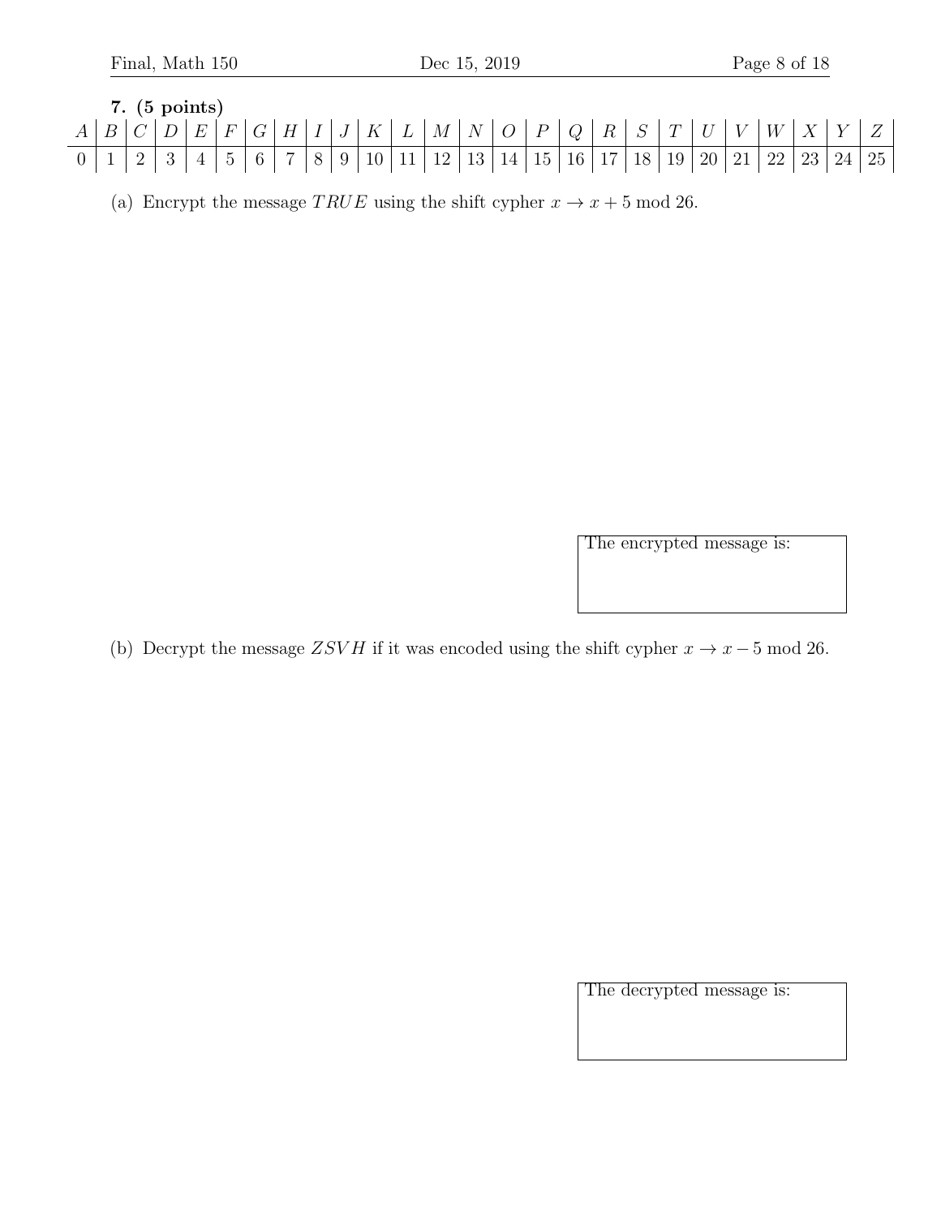**7. (5 points)**

| $A$ | $B$ | $C$ | $D$ | $E$ | $F$ | $G$ | $H$ | $I$ | $J$ | $K$ | $L$ | $M$ | $N$ | $O$ | $P$ | $Q$ | $R$ | $S$ | $T$ | $U$ | $V$ | $W$ | $X$ | $Y$ | $Z$ |
|---|---|---|---|---|---|---|---|---|---|---|---|---|---|---|---|---|---|---|---|---|---|---|---|---|---|
| 0 | 1 | 2 | 3 | 4 | 5 | 6 | 7 | 8 | 9 | 10 | 11 | 12 | 13 | 14 | 15 | 16 | 17 | 18 | 19 | 20 | 21 | 22 | 23 | 24 | 25 |

(a) Encrypt the message $TRUE$ using the shift cypher $x \to x + 5 \bmod 26$.

The encrypted message is:

(b) Decrypt the message $ZSVH$ if it was encoded using the shift cypher $x \to x - 5 \bmod 26$.

The decrypted message is: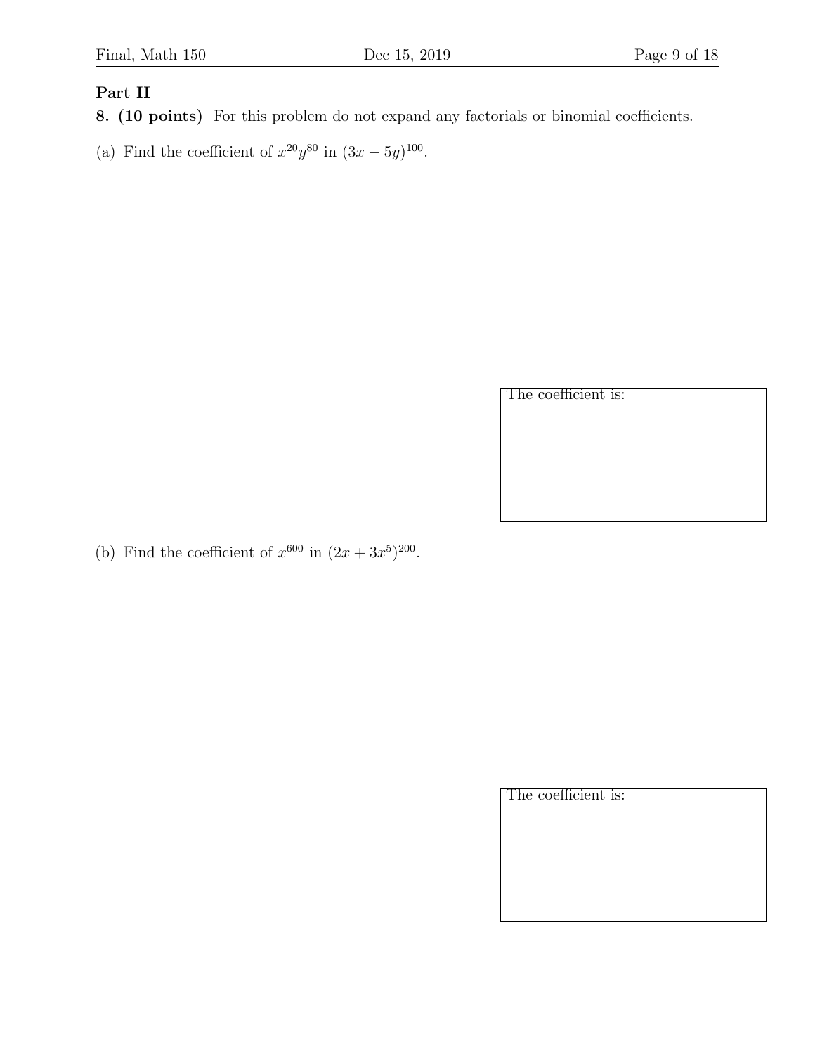**Part II**

**8. (10 points)** For this problem do not expand any factorials or binomial coefficients.

(a) Find the coefficient of $x^{20}y^{80}$ in $(3x - 5y)^{100}$.

The coefficient is:

(b) Find the coefficient of $x^{600}$ in $(2x + 3x^5)^{200}$.

The coefficient is: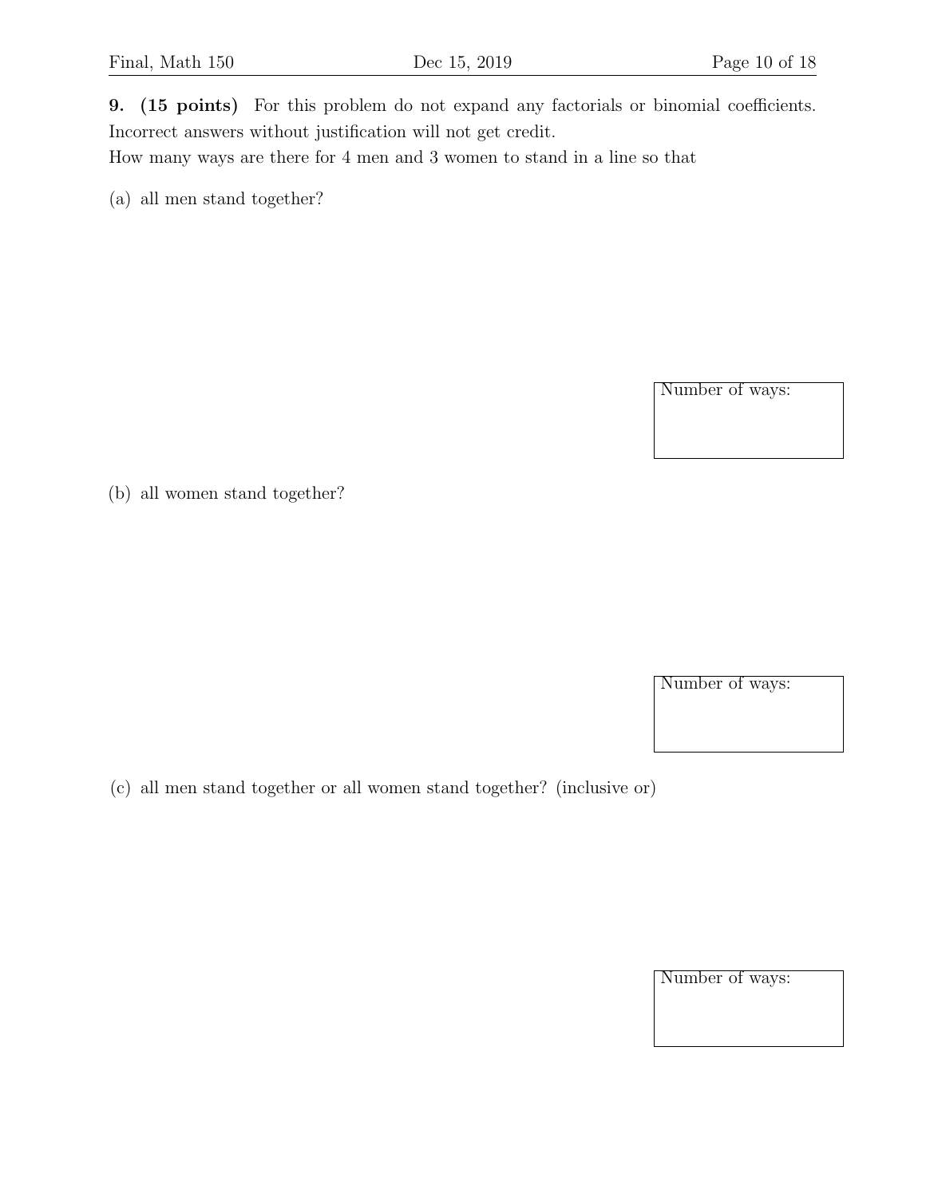**9. (15 points)** For this problem do not expand any factorials or binomial coefficients. Incorrect answers without justification will not get credit.

How many ways are there for 4 men and 3 women to stand in a line so that

(a) all men stand together?

Number of ways:

(b) all women stand together?

Number of ways:

(c) all men stand together or all women stand together? (inclusive or)

Number of ways: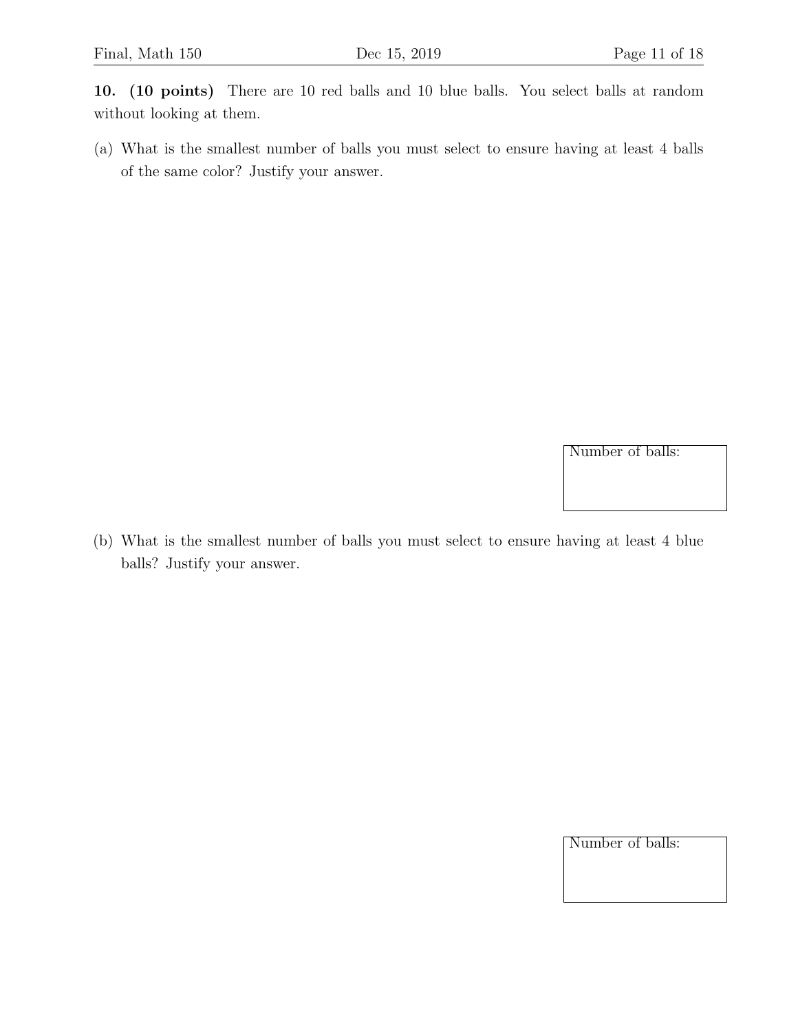**10. (10 points)** There are 10 red balls and 10 blue balls. You select balls at random without looking at them.

(a) What is the smallest number of balls you must select to ensure having at least 4 balls of the same color? Justify your answer.

Number of balls:

(b) What is the smallest number of balls you must select to ensure having at least 4 blue balls? Justify your answer.

Number of balls: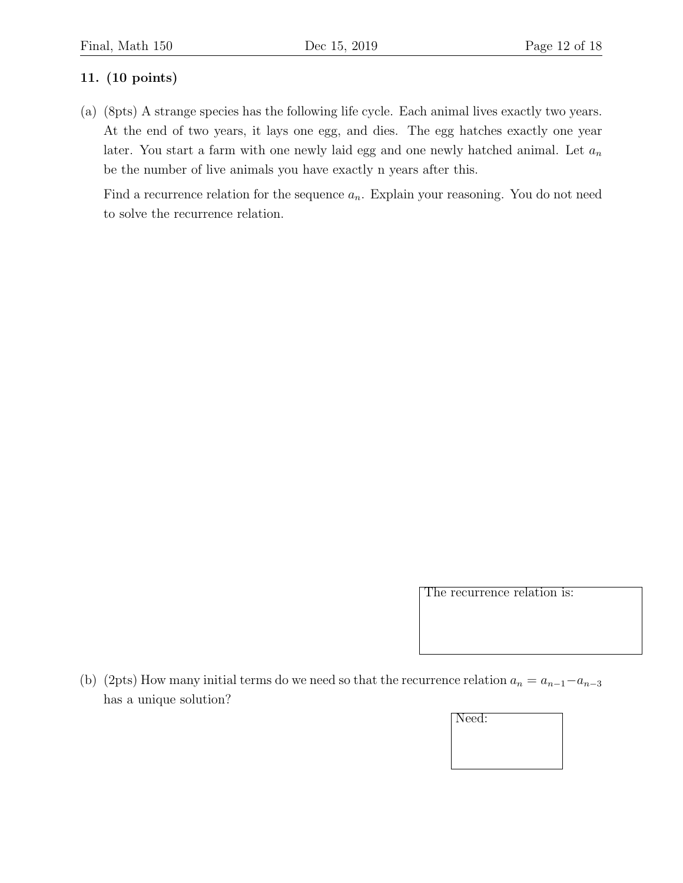**11. (10 points)**

(a) (8pts) A strange species has the following life cycle. Each animal lives exactly two years. At the end of two years, it lays one egg, and dies. The egg hatches exactly one year later. You start a farm with one newly laid egg and one newly hatched animal. Let $a_n$ be the number of live animals you have exactly n years after this.

Find a recurrence relation for the sequence $a_n$. Explain your reasoning. You do not need to solve the recurrence relation.

| The recurrence relation is: |
|---|
| |

(b) (2pts) How many initial terms do we need so that the recurrence relation $a_n = a_{n-1} - a_{n-3}$ has a unique solution?

| Need: |
|---|
| |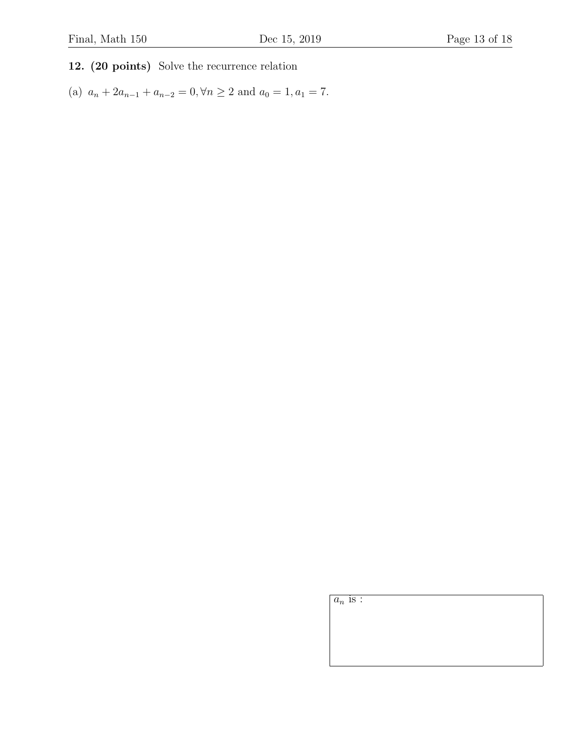**12. (20 points)** Solve the recurrence relation

(a) $a_n + 2a_{n-1} + a_{n-2} = 0, \forall n \geq 2$ and $a_0 = 1, a_1 = 7$.

$a_n$ is :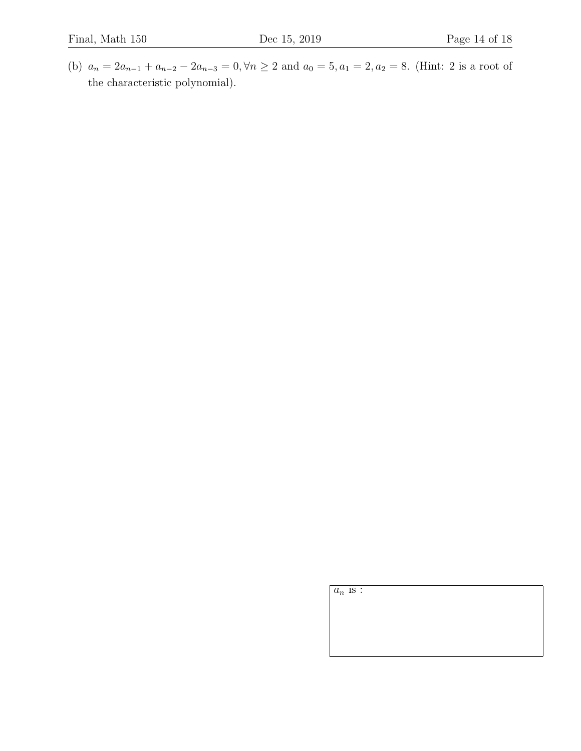(b) $a_n = 2a_{n-1} + a_{n-2} - 2a_{n-3} = 0, \forall n \geq 2$ and $a_0 = 5, a_1 = 2, a_2 = 8$. (Hint: 2 is a root of the characteristic polynomial).

$a_n$ is :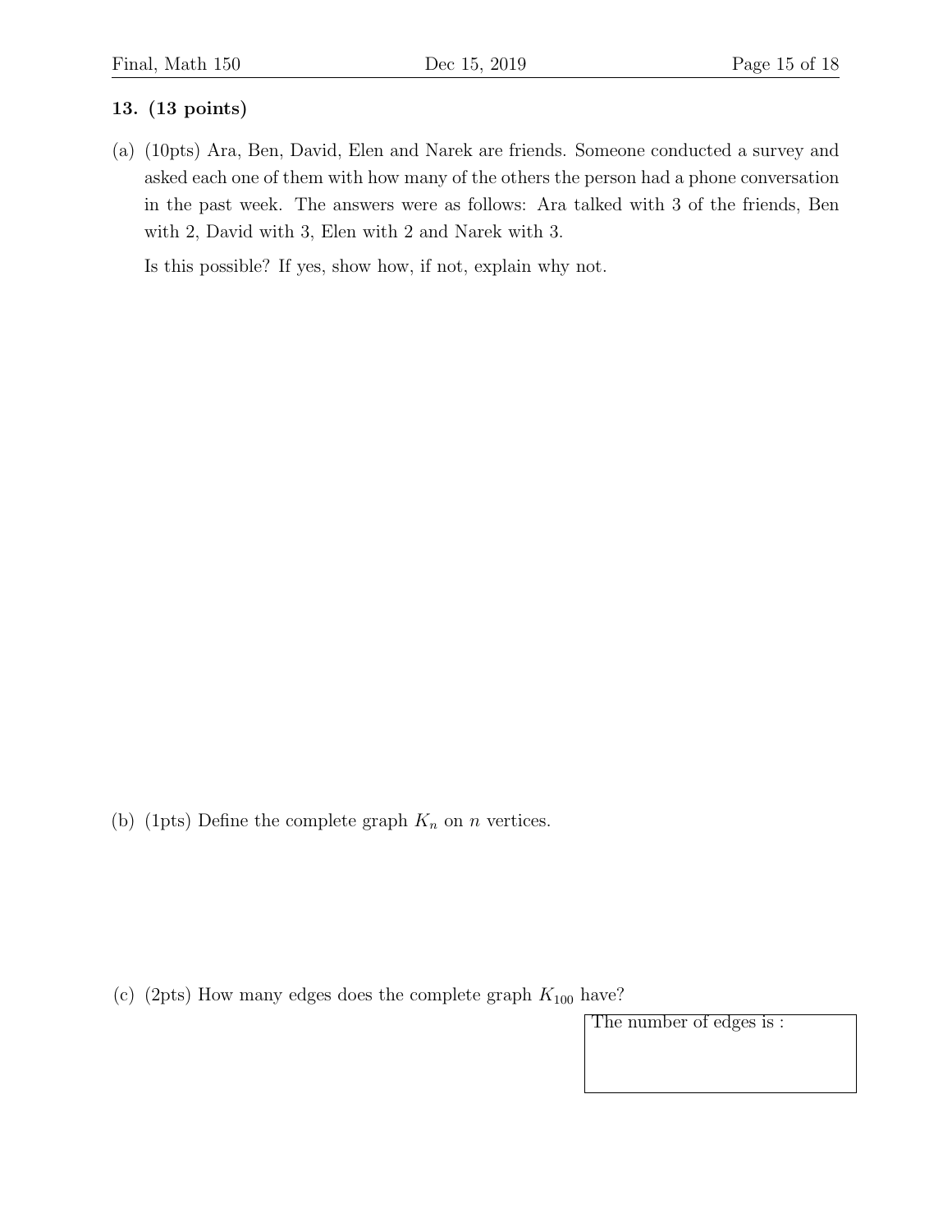**13. (13 points)**

(a) (10pts) Ara, Ben, David, Elen and Narek are friends. Someone conducted a survey and asked each one of them with how many of the others the person had a phone conversation in the past week. The answers were as follows: Ara talked with 3 of the friends, Ben with 2, David with 3, Elen with 2 and Narek with 3.

Is this possible? If yes, show how, if not, explain why not.

(b) (1pts) Define the complete graph $K_n$ on $n$ vertices.

(c) (2pts) How many edges does the complete graph $K_{100}$ have?

The number of edges is :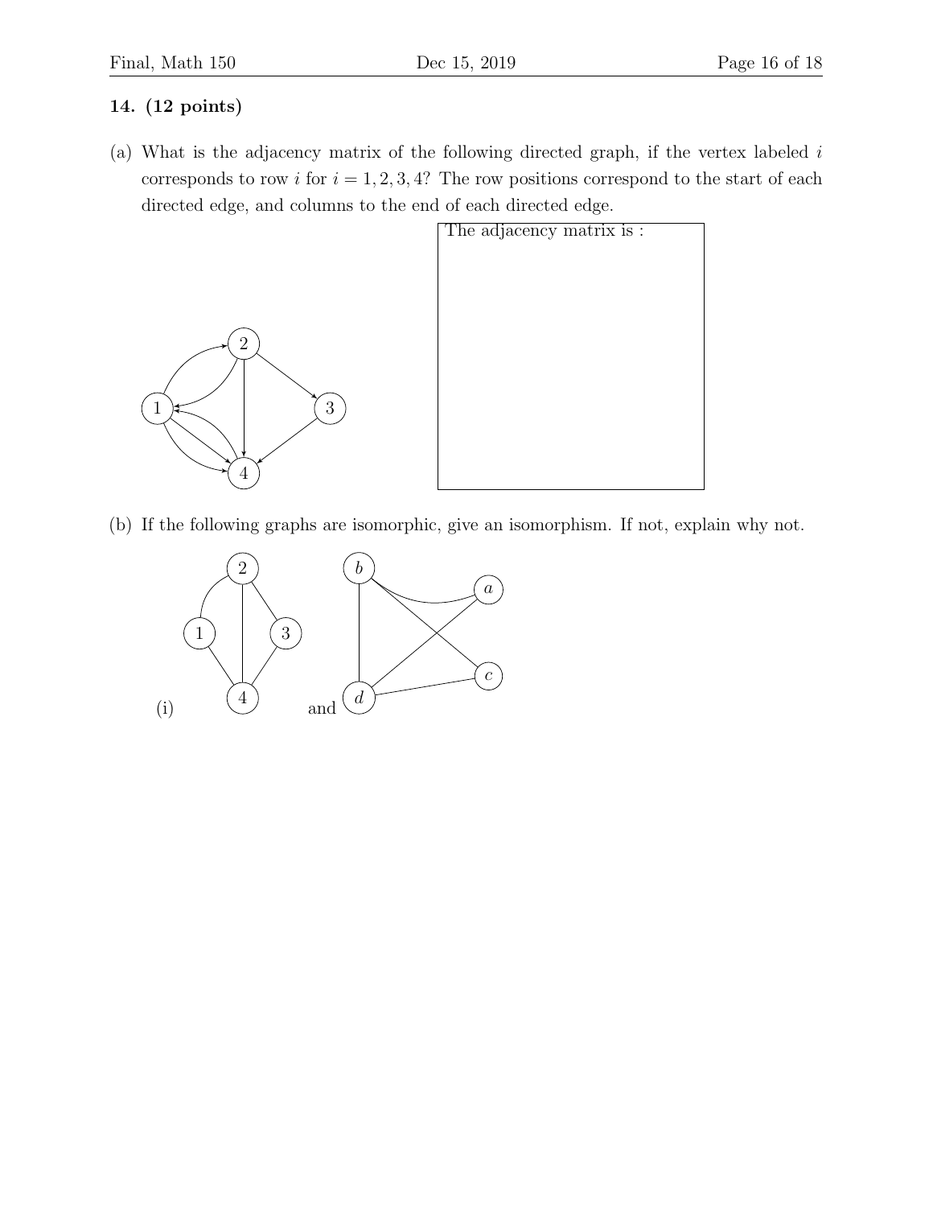**14. (12 points)**

(a) What is the adjacency matrix of the following directed graph, if the vertex labeled $i$ corresponds to row $i$ for $i = 1, 2, 3, 4$? The row positions correspond to the start of each directed edge, and columns to the end of each directed edge.

The adjacency matrix is :

(b) If the following graphs are isomorphic, give an isomorphism. If not, explain why not.

(i) and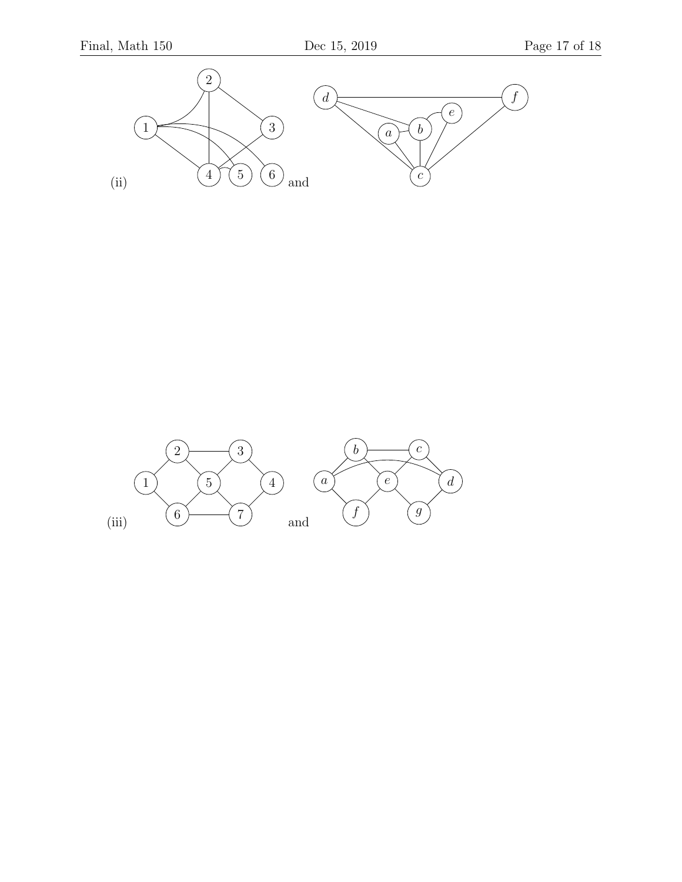(ii) and

(iii) and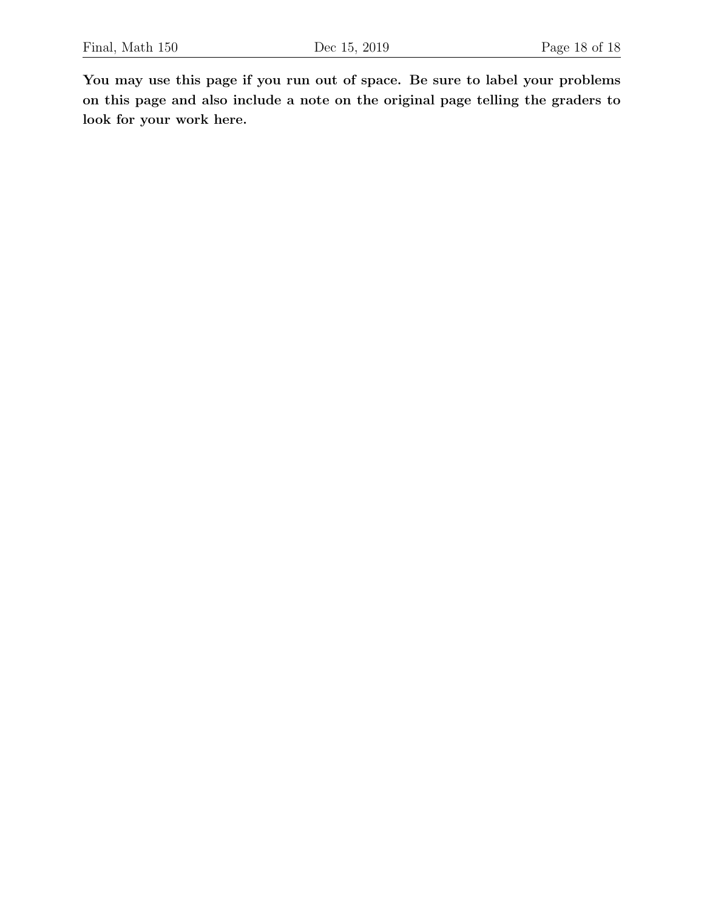**You may use this page if you run out of space. Be sure to label your problems on this page and also include a note on the original page telling the graders to look for your work here.**